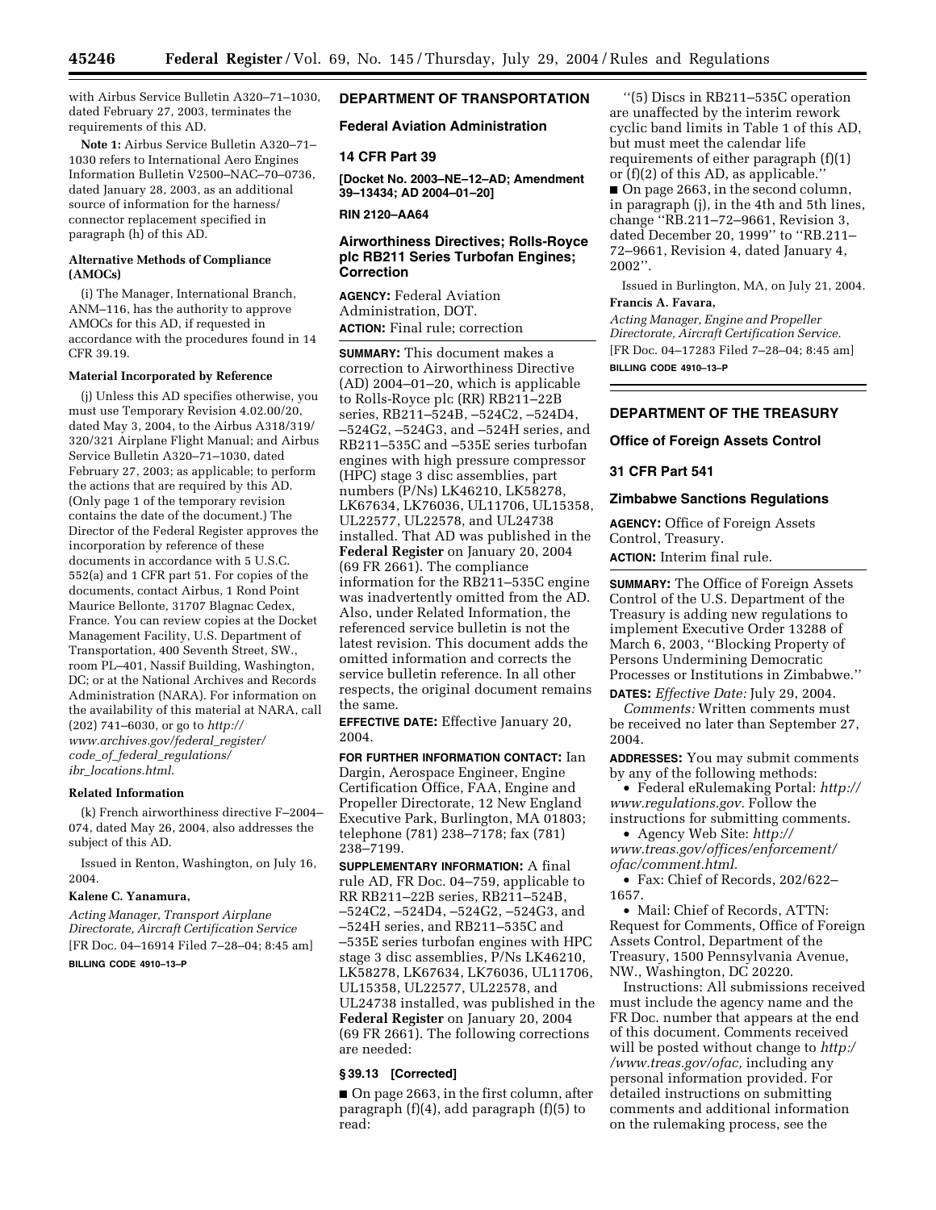with Airbus Service Bulletin A320–71–1030, dated February 27, 2003, terminates the requirements of this AD.

**Note 1:** Airbus Service Bulletin A320–71–1030 refers to International Aero Engines Information Bulletin V2500–NAC–70–0736, dated January 28, 2003, as an additional source of information for the harness/connector replacement specified in paragraph (h) of this AD.

**Alternative Methods of Compliance (AMOCs)**

(i) The Manager, International Branch, ANM–116, has the authority to approve AMOCs for this AD, if requested in accordance with the procedures found in 14 CFR 39.19.

**Material Incorporated by Reference**

(j) Unless this AD specifies otherwise, you must use Temporary Revision 4.02.00/20, dated May 3, 2004, to the Airbus A318/319/320/321 Airplane Flight Manual; and Airbus Service Bulletin A320–71–1030, dated February 27, 2003; as applicable; to perform the actions that are required by this AD. (Only page 1 of the temporary revision contains the date of the document.) The Director of the Federal Register approves the incorporation by reference of these documents in accordance with 5 U.S.C. 552(a) and 1 CFR part 51. For copies of the documents, contact Airbus, 1 Rond Point Maurice Bellonte, 31707 Blagnac Cedex, France. You can review copies at the Docket Management Facility, U.S. Department of Transportation, 400 Seventh Street, SW., room PL–401, Nassif Building, Washington, DC; or at the National Archives and Records Administration (NARA). For information on the availability of this material at NARA, call (202) 741–6030, or go to *http://www.archives.gov/federal_register/code_of_federal_regulations/ibr_locations.html*.

**Related Information**

(k) French airworthiness directive F–2004–074, dated May 26, 2004, also addresses the subject of this AD.

Issued in Renton, Washington, on July 16, 2004.

**Kalene C. Yanamura,**

*Acting Manager, Transport Airplane Directorate, Aircraft Certification Service*

[FR Doc. 04–16914 Filed 7–28–04; 8:45 am]

**BILLING CODE 4910–13–P**

## DEPARTMENT OF TRANSPORTATION

### Federal Aviation Administration

### 14 CFR Part 39

**[Docket No. 2003–NE–12–AD; Amendment 39–13434; AD 2004–01–20]**

**RIN 2120–AA64**

### Airworthiness Directives; Rolls-Royce plc RB211 Series Turbofan Engines; Correction

**AGENCY:** Federal Aviation Administration, DOT.

**ACTION:** Final rule; correction

**SUMMARY:** This document makes a correction to Airworthiness Directive (AD) 2004–01–20, which is applicable to Rolls-Royce plc (RR) RB211–22B series, RB211–524B, –524C2, –524D4, –524G2, –524G3, and –524H series, and RB211–535C and –535E series turbofan engines with high pressure compressor (HPC) stage 3 disc assemblies, part numbers (P/Ns) LK46210, LK58278, LK67634, LK76036, UL11706, UL15358, UL22577, UL22578, and UL24738 installed. That AD was published in the **Federal Register** on January 20, 2004 (69 FR 2661). The compliance information for the RB211–535C engine was inadvertently omitted from the AD. Also, under Related Information, the referenced service bulletin is not the latest revision. This document adds the omitted information and corrects the service bulletin reference. In all other respects, the original document remains the same.

**EFFECTIVE DATE:** Effective January 20, 2004.

**FOR FURTHER INFORMATION CONTACT:** Ian Dargin, Aerospace Engineer, Engine Certification Office, FAA, Engine and Propeller Directorate, 12 New England Executive Park, Burlington, MA 01803; telephone (781) 238–7178; fax (781) 238–7199.

**SUPPLEMENTARY INFORMATION:** A final rule AD, FR Doc. 04–759, applicable to RR RB211–22B series, RB211–524B, –524C2, –524D4, –524G2, –524G3, and –524H series, and RB211–535C and –535E series turbofan engines with HPC stage 3 disc assemblies, P/Ns LK46210, LK58278, LK67634, LK76036, UL11706, UL15358, UL22577, UL22578, and UL24738 installed, was published in the **Federal Register** on January 20, 2004 (69 FR 2661). The following corrections are needed:

**§ 39.13 [Corrected]**

■ On page 2663, in the first column, after paragraph (f)(4), add paragraph (f)(5) to read:

''(5) Discs in RB211–535C operation are unaffected by the interim rework cyclic band limits in Table 1 of this AD, but must meet the calendar life requirements of either paragraph (f)(1) or (f)(2) of this AD, as applicable.''

■ On page 2663, in the second column, in paragraph (j), in the 4th and 5th lines, change ''RB.211–72–9661, Revision 3, dated December 20, 1999'' to ''RB.211–72–9661, Revision 4, dated January 4, 2002''.

Issued in Burlington, MA, on July 21, 2004.

**Francis A. Favara,**

*Acting Manager, Engine and Propeller Directorate, Aircraft Certification Service.*

[FR Doc. 04–17283 Filed 7–28–04; 8:45 am]

**BILLING CODE 4910–13–P**

## DEPARTMENT OF THE TREASURY

### Office of Foreign Assets Control

### 31 CFR Part 541

### Zimbabwe Sanctions Regulations

**AGENCY:** Office of Foreign Assets Control, Treasury.

**ACTION:** Interim final rule.

**SUMMARY:** The Office of Foreign Assets Control of the U.S. Department of the Treasury is adding new regulations to implement Executive Order 13288 of March 6, 2003, ''Blocking Property of Persons Undermining Democratic Processes or Institutions in Zimbabwe.''

**DATES:** *Effective Date:* July 29, 2004.

*Comments:* Written comments must be received no later than September 27, 2004.

**ADDRESSES:** You may submit comments by any of the following methods:

- Federal eRulemaking Portal: *http://www.regulations.gov.* Follow the instructions for submitting comments.
- Agency Web Site: *http://www.treas.gov/offices/enforcement/ofac/comment.html.*
- Fax: Chief of Records, 202/622–1657.
- Mail: Chief of Records, ATTN: Request for Comments, Office of Foreign Assets Control, Department of the Treasury, 1500 Pennsylvania Avenue, NW., Washington, DC 20220.

Instructions: All submissions received must include the agency name and the FR Doc. number that appears at the end of this document. Comments received will be posted without change to *http://www.treas.gov/ofac,* including any personal information provided. For detailed instructions on submitting comments and additional information on the rulemaking process, see the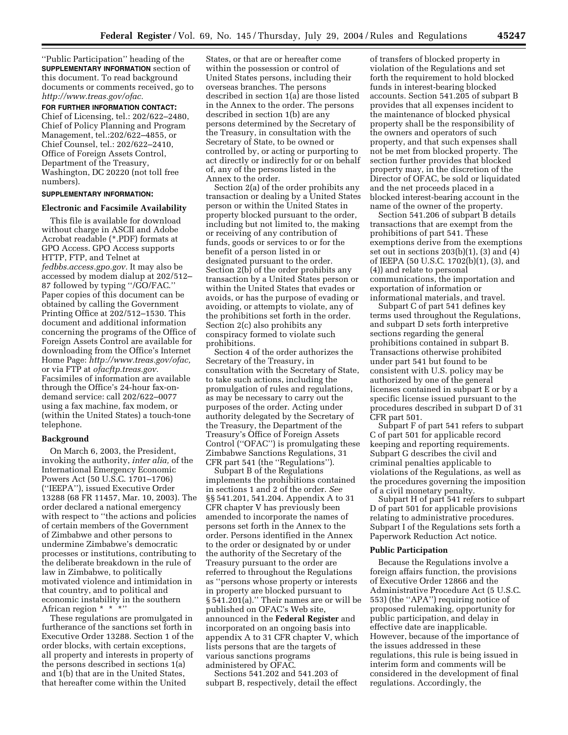''Public Participation'' heading of the **SUPPLEMENTARY INFORMATION** section of this document. To read background documents or comments received, go to *http://www.treas.gov/ofac.*

**FOR FURTHER INFORMATION CONTACT:** Chief of Licensing, tel.: 202/622–2480, Chief of Policy Planning and Program Management, tel.:202/622–4855, or Chief Counsel, tel.: 202/622–2410, Office of Foreign Assets Control, Department of the Treasury, Washington, DC 20220 (not toll free numbers).

**SUPPLEMENTARY INFORMATION:**

## Electronic and Facsimile Availability

This file is available for download without charge in ASCII and Adobe Acrobat readable (*.PDF) formats at GPO Access. GPO Access supports HTTP, FTP, and Telnet at *fedbbs.access.gpo.gov.* It may also be accessed by modem dialup at 202/512–87 followed by typing ''/GO/FAC.'' Paper copies of this document can be obtained by calling the Government Printing Office at 202/512–1530. This document and additional information concerning the programs of the Office of Foreign Assets Control are available for downloading from the Office's Internet Home Page: *http://www.treas.gov/ofac,* or via FTP at *ofacftp.treas.gov.* Facsimiles of information are available through the Office's 24-hour fax-on-demand service: call 202/622–0077 using a fax machine, fax modem, or (within the United States) a touch-tone telephone.

## Background

On March 6, 2003, the President, invoking the authority, *inter alia,* of the International Emergency Economic Powers Act (50 U.S.C. 1701–1706) (''IEEPA''), issued Executive Order 13288 (68 FR 11457, Mar. 10, 2003). The order declared a national emergency with respect to ''the actions and policies of certain members of the Government of Zimbabwe and other persons to undermine Zimbabwe's democratic processes or institutions, contributing to the deliberate breakdown in the rule of law in Zimbabwe, to politically motivated violence and intimidation in that country, and to political and economic instability in the southern African region * * *''

These regulations are promulgated in furtherance of the sanctions set forth in Executive Order 13288. Section 1 of the order blocks, with certain exceptions, all property and interests in property of the persons described in sections 1(a) and 1(b) that are in the United States, that hereafter come within the United States, or that are or hereafter come within the possession or control of United States persons, including their overseas branches. The persons described in section 1(a) are those listed in the Annex to the order. The persons described in section 1(b) are any persons determined by the Secretary of the Treasury, in consultation with the Secretary of State, to be owned or controlled by, or acting or purporting to act directly or indirectly for or on behalf of, any of the persons listed in the Annex to the order.

Section 2(a) of the order prohibits any transaction or dealing by a United States person or within the United States in property blocked pursuant to the order, including but not limited to, the making or receiving of any contribution of funds, goods or services to or for the benefit of a person listed in or designated pursuant to the order. Section 2(b) of the order prohibits any transaction by a United States person or within the United States that evades or avoids, or has the purpose of evading or avoiding, or attempts to violate, any of the prohibitions set forth in the order. Section 2(c) also prohibits any conspiracy formed to violate such prohibitions.

Section 4 of the order authorizes the Secretary of the Treasury, in consultation with the Secretary of State, to take such actions, including the promulgation of rules and regulations, as may be necessary to carry out the purposes of the order. Acting under authority delegated by the Secretary of the Treasury, the Department of the Treasury's Office of Foreign Assets Control (''OFAC'') is promulgating these Zimbabwe Sanctions Regulations, 31 CFR part 541 (the ''Regulations'').

Subpart B of the Regulations implements the prohibitions contained in sections 1 and 2 of the order. *See* §§ 541.201, 541.204. Appendix A to 31 CFR chapter V has previously been amended to incorporate the names of persons set forth in the Annex to the order. Persons identified in the Annex to the order or designated by or under the authority of the Secretary of the Treasury pursuant to the order are referred to throughout the Regulations as ''persons whose property or interests in property are blocked pursuant to § 541.201(a).'' Their names are or will be published on OFAC's Web site, announced in the **Federal Register** and incorporated on an ongoing basis into appendix A to 31 CFR chapter V, which lists persons that are the targets of various sanctions programs administered by OFAC.

Sections 541.202 and 541.203 of subpart B, respectively, detail the effect of transfers of blocked property in violation of the Regulations and set forth the requirement to hold blocked funds in interest-bearing blocked accounts. Section 541.205 of subpart B provides that all expenses incident to the maintenance of blocked physical property shall be the responsibility of the owners and operators of such property, and that such expenses shall not be met from blocked property. The section further provides that blocked property may, in the discretion of the Director of OFAC, be sold or liquidated and the net proceeds placed in a blocked interest-bearing account in the name of the owner of the property.

Section 541.206 of subpart B details transactions that are exempt from the prohibitions of part 541. These exemptions derive from the exemptions set out in sections 203(b)(1), (3) and (4) of IEEPA (50 U.S.C. 1702(b)(1), (3), and (4)) and relate to personal communications, the importation and exportation of information or informational materials, and travel.

Subpart C of part 541 defines key terms used throughout the Regulations, and subpart D sets forth interpretive sections regarding the general prohibitions contained in subpart B. Transactions otherwise prohibited under part 541 but found to be consistent with U.S. policy may be authorized by one of the general licenses contained in subpart E or by a specific license issued pursuant to the procedures described in subpart D of 31 CFR part 501.

Subpart F of part 541 refers to subpart C of part 501 for applicable record keeping and reporting requirements. Subpart G describes the civil and criminal penalties applicable to violations of the Regulations, as well as the procedures governing the imposition of a civil monetary penalty.

Subpart H of part 541 refers to subpart D of part 501 for applicable provisions relating to administrative procedures. Subpart I of the Regulations sets forth a Paperwork Reduction Act notice.

## Public Participation

Because the Regulations involve a foreign affairs function, the provisions of Executive Order 12866 and the Administrative Procedure Act (5 U.S.C. 553) (the ''APA'') requiring notice of proposed rulemaking, opportunity for public participation, and delay in effective date are inapplicable. However, because of the importance of the issues addressed in these regulations, this rule is being issued in interim form and comments will be considered in the development of final regulations. Accordingly, the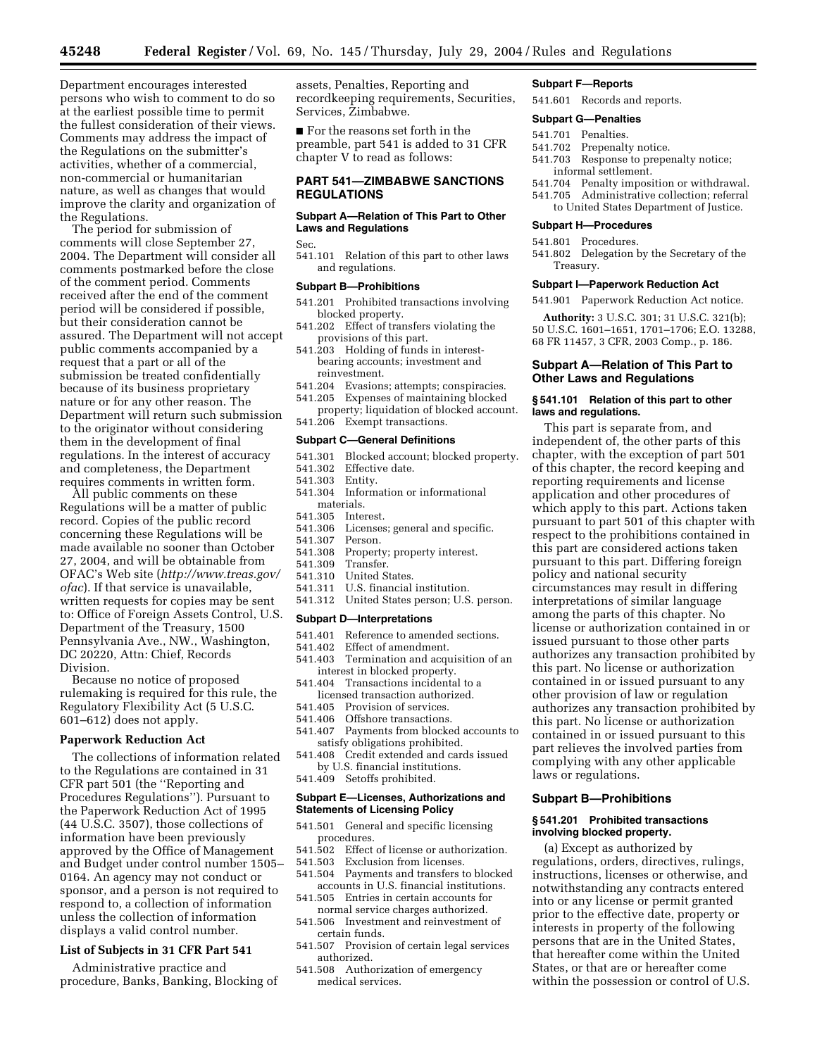Department encourages interested persons who wish to comment to do so at the earliest possible time to permit the fullest consideration of their views. Comments may address the impact of the Regulations on the submitter's activities, whether of a commercial, non-commercial or humanitarian nature, as well as changes that would improve the clarity and organization of the Regulations.

The period for submission of comments will close September 27, 2004. The Department will consider all comments postmarked before the close of the comment period. Comments received after the end of the comment period will be considered if possible, but their consideration cannot be assured. The Department will not accept public comments accompanied by a request that a part or all of the submission be treated confidentially because of its business proprietary nature or for any other reason. The Department will return such submission to the originator without considering them in the development of final regulations. In the interest of accuracy and completeness, the Department requires comments in written form.

All public comments on these Regulations will be a matter of public record. Copies of the public record concerning these Regulations will be made available no sooner than October 27, 2004, and will be obtainable from OFAC's Web site (*http://www.treas.gov/ofac*). If that service is unavailable, written requests for copies may be sent to: Office of Foreign Assets Control, U.S. Department of the Treasury, 1500 Pennsylvania Ave., NW., Washington, DC 20220, Attn: Chief, Records Division.

Because no notice of proposed rulemaking is required for this rule, the Regulatory Flexibility Act (5 U.S.C. 601–612) does not apply.

### Paperwork Reduction Act

The collections of information related to the Regulations are contained in 31 CFR part 501 (the "Reporting and Procedures Regulations"). Pursuant to the Paperwork Reduction Act of 1995 (44 U.S.C. 3507), those collections of information have been previously approved by the Office of Management and Budget under control number 1505–0164. An agency may not conduct or sponsor, and a person is not required to respond to, a collection of information unless the collection of information displays a valid control number.

### List of Subjects in 31 CFR Part 541

Administrative practice and procedure, Banks, Banking, Blocking of assets, Penalties, Reporting and recordkeeping requirements, Securities, Services, Zimbabwe.

■ For the reasons set forth in the preamble, part 541 is added to 31 CFR chapter V to read as follows:

## PART 541—ZIMBABWE SANCTIONS REGULATIONS

### Subpart A—Relation of This Part to Other Laws and Regulations

Sec.
541.101 Relation of this part to other laws and regulations.

### Subpart B—Prohibitions

541.201 Prohibited transactions involving blocked property.
541.202 Effect of transfers violating the provisions of this part.
541.203 Holding of funds in interest-bearing accounts; investment and reinvestment.
541.204 Evasions; attempts; conspiracies.
541.205 Expenses of maintaining blocked property; liquidation of blocked account.
541.206 Exempt transactions.

### Subpart C—General Definitions

541.301 Blocked account; blocked property.
541.302 Effective date.
541.303 Entity.
541.304 Information or informational materials.
541.305 Interest.
541.306 Licenses; general and specific.
541.307 Person.
541.308 Property; property interest.
541.309 Transfer.
541.310 United States.
541.311 U.S. financial institution.
541.312 United States person; U.S. person.

### Subpart D—Interpretations

541.401 Reference to amended sections.
541.402 Effect of amendment.
541.403 Termination and acquisition of an interest in blocked property.
541.404 Transactions incidental to a licensed transaction authorized.
541.405 Provision of services.
541.406 Offshore transactions.
541.407 Payments from blocked accounts to satisfy obligations prohibited.
541.408 Credit extended and cards issued by U.S. financial institutions.
541.409 Setoffs prohibited.

### Subpart E—Licenses, Authorizations and Statements of Licensing Policy

541.501 General and specific licensing procedures.
541.502 Effect of license or authorization.
541.503 Exclusion from licenses.
541.504 Payments and transfers to blocked accounts in U.S. financial institutions.
541.505 Entries in certain accounts for normal service charges authorized.
541.506 Investment and reinvestment of certain funds.
541.507 Provision of certain legal services authorized.
541.508 Authorization of emergency medical services.

### Subpart F—Reports

541.601 Records and reports.

### Subpart G—Penalties

541.701 Penalties.
541.702 Prepenalty notice.
541.703 Response to prepenalty notice; informal settlement.
541.704 Penalty imposition or withdrawal.
541.705 Administrative collection; referral to United States Department of Justice.

### Subpart H—Procedures

541.801 Procedures.
541.802 Delegation by the Secretary of the Treasury.

### Subpart I—Paperwork Reduction Act

541.901 Paperwork Reduction Act notice.

**Authority:** 3 U.S.C. 301; 31 U.S.C. 321(b); 50 U.S.C. 1601–1651, 1701–1706; E.O. 13288, 68 FR 11457, 3 CFR, 2003 Comp., p. 186.

### Subpart A—Relation of This Part to Other Laws and Regulations

#### § 541.101 Relation of this part to other laws and regulations.

This part is separate from, and independent of, the other parts of this chapter, with the exception of part 501 of this chapter, the record keeping and reporting requirements and license application and other procedures of which apply to this part. Actions taken pursuant to part 501 of this chapter with respect to the prohibitions contained in this part are considered actions taken pursuant to this part. Differing foreign policy and national security circumstances may result in differing interpretations of similar language among the parts of this chapter. No license or authorization contained in or issued pursuant to those other parts authorizes any transaction prohibited by this part. No license or authorization contained in or issued pursuant to any other provision of law or regulation authorizes any transaction prohibited by this part. No license or authorization contained in or issued pursuant to this part relieves the involved parties from complying with any other applicable laws or regulations.

### Subpart B—Prohibitions

#### § 541.201 Prohibited transactions involving blocked property.

(a) Except as authorized by regulations, orders, directives, rulings, instructions, licenses or otherwise, and notwithstanding any contracts entered into or any license or permit granted prior to the effective date, property or interests in property of the following persons that are in the United States, that hereafter come within the United States, or that are or hereafter come within the possession or control of U.S.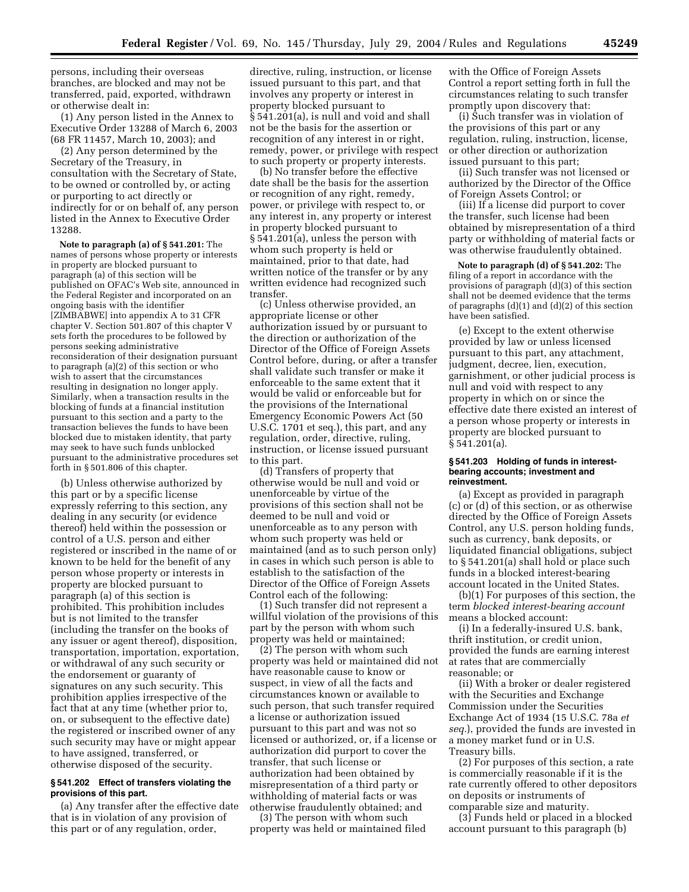persons, including their overseas branches, are blocked and may not be transferred, paid, exported, withdrawn or otherwise dealt in:

(1) Any person listed in the Annex to Executive Order 13288 of March 6, 2003 (68 FR 11457, March 10, 2003); and

(2) Any person determined by the Secretary of the Treasury, in consultation with the Secretary of State, to be owned or controlled by, or acting or purporting to act directly or indirectly for or on behalf of, any person listed in the Annex to Executive Order 13288.

**Note to paragraph (a) of § 541.201:** The names of persons whose property or interests in property are blocked pursuant to paragraph (a) of this section will be published on OFAC's Web site, announced in the Federal Register and incorporated on an ongoing basis with the identifier [ZIMBABWE] into appendix A to 31 CFR chapter V. Section 501.807 of this chapter V sets forth the procedures to be followed by persons seeking administrative reconsideration of their designation pursuant to paragraph (a)(2) of this section or who wish to assert that the circumstances resulting in designation no longer apply. Similarly, when a transaction results in the blocking of funds at a financial institution pursuant to this section and a party to the transaction believes the funds to have been blocked due to mistaken identity, that party may seek to have such funds unblocked pursuant to the administrative procedures set forth in § 501.806 of this chapter.

(b) Unless otherwise authorized by this part or by a specific license expressly referring to this section, any dealing in any security (or evidence thereof) held within the possession or control of a U.S. person and either registered or inscribed in the name of or known to be held for the benefit of any person whose property or interests in property are blocked pursuant to paragraph (a) of this section is prohibited. This prohibition includes but is not limited to the transfer (including the transfer on the books of any issuer or agent thereof), disposition, transportation, importation, exportation, or withdrawal of any such security or the endorsement or guaranty of signatures on any such security. This prohibition applies irrespective of the fact that at any time (whether prior to, on, or subsequent to the effective date) the registered or inscribed owner of any such security may have or might appear to have assigned, transferred, or otherwise disposed of the security.

### § 541.202 Effect of transfers violating the provisions of this part.

(a) Any transfer after the effective date that is in violation of any provision of this part or of any regulation, order, directive, ruling, instruction, or license issued pursuant to this part, and that involves any property or interest in property blocked pursuant to § 541.201(a), is null and void and shall not be the basis for the assertion or recognition of any interest in or right, remedy, power, or privilege with respect to such property or property interests.

(b) No transfer before the effective date shall be the basis for the assertion or recognition of any right, remedy, power, or privilege with respect to, or any interest in, any property or interest in property blocked pursuant to § 541.201(a), unless the person with whom such property is held or maintained, prior to that date, had written notice of the transfer or by any written evidence had recognized such transfer.

(c) Unless otherwise provided, an appropriate license or other authorization issued by or pursuant to the direction or authorization of the Director of the Office of Foreign Assets Control before, during, or after a transfer shall validate such transfer or make it enforceable to the same extent that it would be valid or enforceable but for the provisions of the International Emergency Economic Powers Act (50 U.S.C. 1701 et seq.), this part, and any regulation, order, directive, ruling, instruction, or license issued pursuant to this part.

(d) Transfers of property that otherwise would be null and void or unenforceable by virtue of the provisions of this section shall not be deemed to be null and void or unenforceable as to any person with whom such property was held or maintained (and as to such person only) in cases in which such person is able to establish to the satisfaction of the Director of the Office of Foreign Assets Control each of the following:

(1) Such transfer did not represent a willful violation of the provisions of this part by the person with whom such property was held or maintained;

(2) The person with whom such property was held or maintained did not have reasonable cause to know or suspect, in view of all the facts and circumstances known or available to such person, that such transfer required a license or authorization issued pursuant to this part and was not so licensed or authorized, or, if a license or authorization did purport to cover the transfer, that such license or authorization had been obtained by misrepresentation of a third party or withholding of material facts or was otherwise fraudulently obtained; and

(3) The person with whom such property was held or maintained filed with the Office of Foreign Assets Control a report setting forth in full the circumstances relating to such transfer promptly upon discovery that:

(i) Such transfer was in violation of the provisions of this part or any regulation, ruling, instruction, license, or other direction or authorization issued pursuant to this part;

(ii) Such transfer was not licensed or authorized by the Director of the Office of Foreign Assets Control; or

(iii) If a license did purport to cover the transfer, such license had been obtained by misrepresentation of a third party or withholding of material facts or was otherwise fraudulently obtained.

**Note to paragraph (d) of § 541.202:** The filing of a report in accordance with the provisions of paragraph (d)(3) of this section shall not be deemed evidence that the terms of paragraphs (d)(1) and (d)(2) of this section have been satisfied.

(e) Except to the extent otherwise provided by law or unless licensed pursuant to this part, any attachment, judgment, decree, lien, execution, garnishment, or other judicial process is null and void with respect to any property in which on or since the effective date there existed an interest of a person whose property or interests in property are blocked pursuant to § 541.201(a).

### § 541.203 Holding of funds in interest-bearing accounts; investment and reinvestment.

(a) Except as provided in paragraph (c) or (d) of this section, or as otherwise directed by the Office of Foreign Assets Control, any U.S. person holding funds, such as currency, bank deposits, or liquidated financial obligations, subject to § 541.201(a) shall hold or place such funds in a blocked interest-bearing account located in the United States.

(b)(1) For purposes of this section, the term *blocked interest-bearing account* means a blocked account:

(i) In a federally-insured U.S. bank, thrift institution, or credit union, provided the funds are earning interest at rates that are commercially reasonable; or

(ii) With a broker or dealer registered with the Securities and Exchange Commission under the Securities Exchange Act of 1934 (15 U.S.C. 78a *et seq.*), provided the funds are invested in a money market fund or in U.S. Treasury bills.

(2) For purposes of this section, a rate is commercially reasonable if it is the rate currently offered to other depositors on deposits or instruments of comparable size and maturity.

(3) Funds held or placed in a blocked account pursuant to this paragraph (b)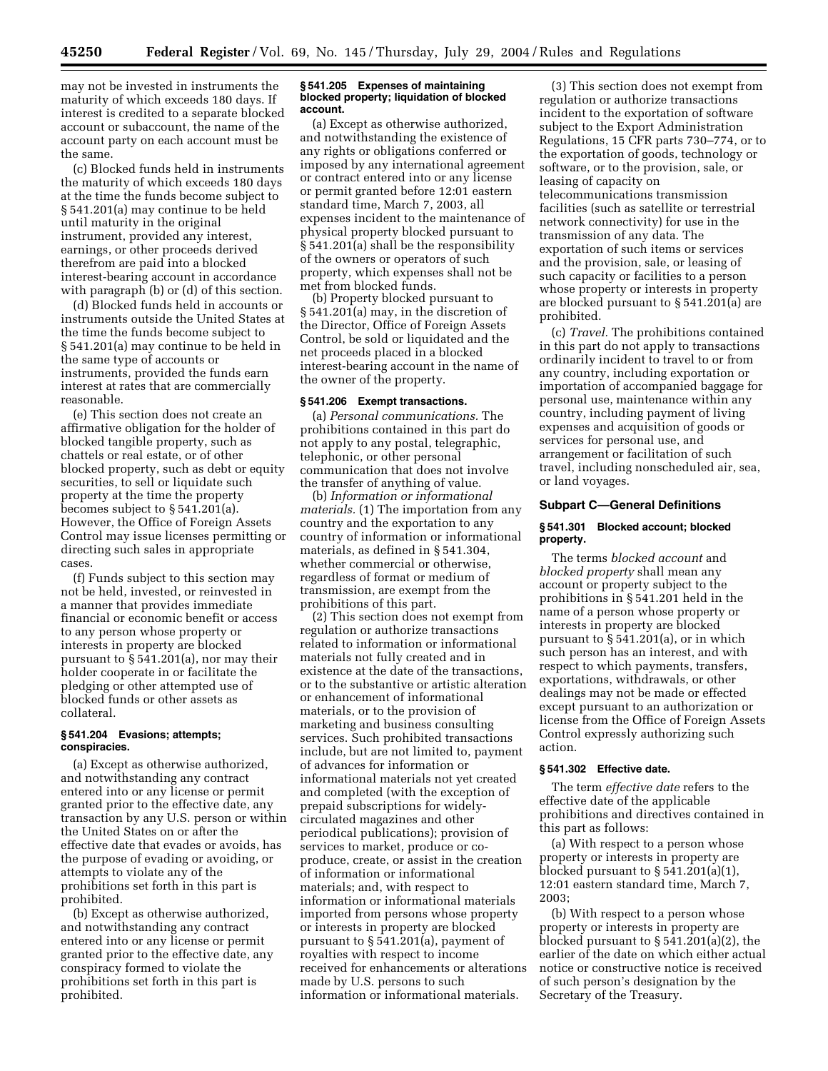may not be invested in instruments the maturity of which exceeds 180 days. If interest is credited to a separate blocked account or subaccount, the name of the account party on each account must be the same.

(c) Blocked funds held in instruments the maturity of which exceeds 180 days at the time the funds become subject to § 541.201(a) may continue to be held until maturity in the original instrument, provided any interest, earnings, or other proceeds derived therefrom are paid into a blocked interest-bearing account in accordance with paragraph (b) or (d) of this section.

(d) Blocked funds held in accounts or instruments outside the United States at the time the funds become subject to § 541.201(a) may continue to be held in the same type of accounts or instruments, provided the funds earn interest at rates that are commercially reasonable.

(e) This section does not create an affirmative obligation for the holder of blocked tangible property, such as chattels or real estate, or of other blocked property, such as debt or equity securities, to sell or liquidate such property at the time the property becomes subject to § 541.201(a). However, the Office of Foreign Assets Control may issue licenses permitting or directing such sales in appropriate cases.

(f) Funds subject to this section may not be held, invested, or reinvested in a manner that provides immediate financial or economic benefit or access to any person whose property or interests in property are blocked pursuant to § 541.201(a), nor may their holder cooperate in or facilitate the pledging or other attempted use of blocked funds or other assets as collateral.

#### § 541.204 Evasions; attempts; conspiracies.

(a) Except as otherwise authorized, and notwithstanding any contract entered into or any license or permit granted prior to the effective date, any transaction by any U.S. person or within the United States on or after the effective date that evades or avoids, has the purpose of evading or avoiding, or attempts to violate any of the prohibitions set forth in this part is prohibited.

(b) Except as otherwise authorized, and notwithstanding any contract entered into or any license or permit granted prior to the effective date, any conspiracy formed to violate the prohibitions set forth in this part is prohibited.

#### § 541.205 Expenses of maintaining blocked property; liquidation of blocked account.

(a) Except as otherwise authorized, and notwithstanding the existence of any rights or obligations conferred or imposed by any international agreement or contract entered into or any license or permit granted before 12:01 eastern standard time, March 7, 2003, all expenses incident to the maintenance of physical property blocked pursuant to § 541.201(a) shall be the responsibility of the owners or operators of such property, which expenses shall not be met from blocked funds.

(b) Property blocked pursuant to § 541.201(a) may, in the discretion of the Director, Office of Foreign Assets Control, be sold or liquidated and the net proceeds placed in a blocked interest-bearing account in the name of the owner of the property.

#### § 541.206 Exempt transactions.

(a) *Personal communications.* The prohibitions contained in this part do not apply to any postal, telegraphic, telephonic, or other personal communication that does not involve the transfer of anything of value.

(b) *Information or informational materials.* (1) The importation from any country and the exportation to any country of information or informational materials, as defined in § 541.304, whether commercial or otherwise, regardless of format or medium of transmission, are exempt from the prohibitions of this part.

(2) This section does not exempt from regulation or authorize transactions related to information or informational materials not fully created and in existence at the date of the transactions, or to the substantive or artistic alteration or enhancement of informational materials, or to the provision of marketing and business consulting services. Such prohibited transactions include, but are not limited to, payment of advances for information or informational materials not yet created and completed (with the exception of prepaid subscriptions for widely-circulated magazines and other periodical publications); provision of services to market, produce or co-produce, create, or assist in the creation of information or informational materials; and, with respect to information or informational materials imported from persons whose property or interests in property are blocked pursuant to § 541.201(a), payment of royalties with respect to income received for enhancements or alterations made by U.S. persons to such information or informational materials.

(3) This section does not exempt from regulation or authorize transactions incident to the exportation of software subject to the Export Administration Regulations, 15 CFR parts 730–774, or to the exportation of goods, technology or software, or to the provision, sale, or leasing of capacity on telecommunications transmission facilities (such as satellite or terrestrial network connectivity) for use in the transmission of any data. The exportation of such items or services and the provision, sale, or leasing of such capacity or facilities to a person whose property or interests in property are blocked pursuant to § 541.201(a) are prohibited.

(c) *Travel.* The prohibitions contained in this part do not apply to transactions ordinarily incident to travel to or from any country, including exportation or importation of accompanied baggage for personal use, maintenance within any country, including payment of living expenses and acquisition of goods or services for personal use, and arrangement or facilitation of such travel, including nonscheduled air, sea, or land voyages.

### Subpart C—General Definitions

#### § 541.301 Blocked account; blocked property.

The terms *blocked account* and *blocked property* shall mean any account or property subject to the prohibitions in § 541.201 held in the name of a person whose property or interests in property are blocked pursuant to § 541.201(a), or in which such person has an interest, and with respect to which payments, transfers, exportations, withdrawals, or other dealings may not be made or effected except pursuant to an authorization or license from the Office of Foreign Assets Control expressly authorizing such action.

#### § 541.302 Effective date.

The term *effective date* refers to the effective date of the applicable prohibitions and directives contained in this part as follows:

(a) With respect to a person whose property or interests in property are blocked pursuant to § 541.201(a)(1), 12:01 eastern standard time, March 7, 2003;

(b) With respect to a person whose property or interests in property are blocked pursuant to § 541.201(a)(2), the earlier of the date on which either actual notice or constructive notice is received of such person's designation by the Secretary of the Treasury.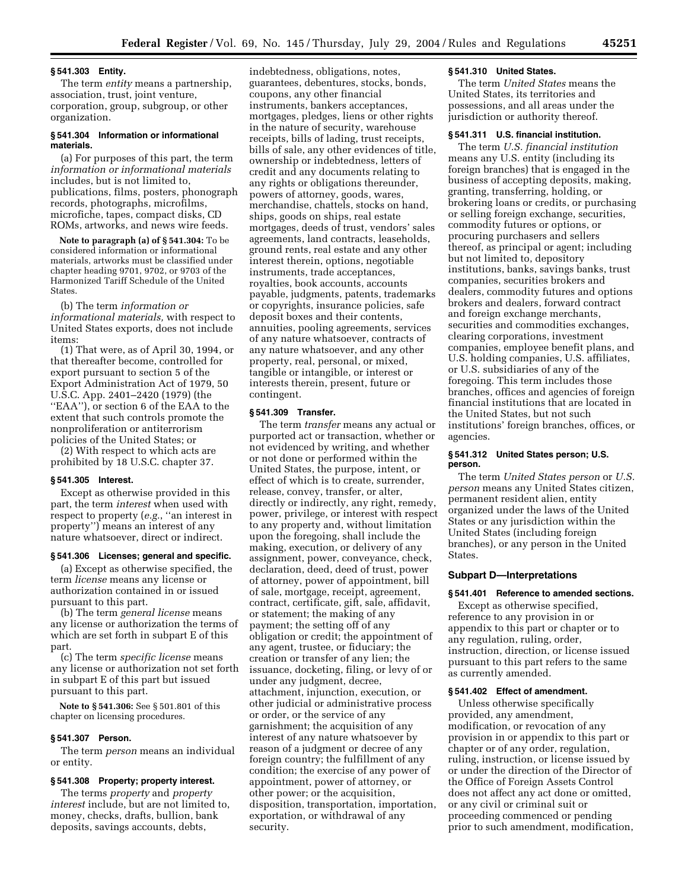### § 541.303 Entity.

The term *entity* means a partnership, association, trust, joint venture, corporation, group, subgroup, or other organization.

### § 541.304 Information or informational materials.

(a) For purposes of this part, the term *information or informational materials* includes, but is not limited to, publications, films, posters, phonograph records, photographs, microfilms, microfiche, tapes, compact disks, CD ROMs, artworks, and news wire feeds.

**Note to paragraph (a) of § 541.304:** To be considered information or informational materials, artworks must be classified under chapter heading 9701, 9702, or 9703 of the Harmonized Tariff Schedule of the United States.

(b) The term *information or informational materials,* with respect to United States exports, does not include items:

(1) That were, as of April 30, 1994, or that thereafter become, controlled for export pursuant to section 5 of the Export Administration Act of 1979, 50 U.S.C. App. 2401–2420 (1979) (the ''EAA''), or section 6 of the EAA to the extent that such controls promote the nonproliferation or antiterrorism policies of the United States; or

(2) With respect to which acts are prohibited by 18 U.S.C. chapter 37.

### § 541.305 Interest.

Except as otherwise provided in this part, the term *interest* when used with respect to property (*e.g.*, ''an interest in property'') means an interest of any nature whatsoever, direct or indirect.

### § 541.306 Licenses; general and specific.

(a) Except as otherwise specified, the term *license* means any license or authorization contained in or issued pursuant to this part.

(b) The term *general license* means any license or authorization the terms of which are set forth in subpart E of this part.

(c) The term *specific license* means any license or authorization not set forth in subpart E of this part but issued pursuant to this part.

**Note to § 541.306:** See § 501.801 of this chapter on licensing procedures.

### § 541.307 Person.

The term *person* means an individual or entity.

### § 541.308 Property; property interest.

The terms *property* and *property interest* include, but are not limited to, money, checks, drafts, bullion, bank deposits, savings accounts, debts, indebtedness, obligations, notes, guarantees, debentures, stocks, bonds, coupons, any other financial instruments, bankers acceptances, mortgages, pledges, liens or other rights in the nature of security, warehouse receipts, bills of lading, trust receipts, bills of sale, any other evidences of title, ownership or indebtedness, letters of credit and any documents relating to any rights or obligations thereunder, powers of attorney, goods, wares, merchandise, chattels, stocks on hand, ships, goods on ships, real estate mortgages, deeds of trust, vendors' sales agreements, land contracts, leaseholds, ground rents, real estate and any other interest therein, options, negotiable instruments, trade acceptances, royalties, book accounts, accounts payable, judgments, patents, trademarks or copyrights, insurance policies, safe deposit boxes and their contents, annuities, pooling agreements, services of any nature whatsoever, contracts of any nature whatsoever, and any other property, real, personal, or mixed, tangible or intangible, or interest or interests therein, present, future or contingent.

### § 541.309 Transfer.

The term *transfer* means any actual or purported act or transaction, whether or not evidenced by writing, and whether or not done or performed within the United States, the purpose, intent, or effect of which is to create, surrender, release, convey, transfer, or alter, directly or indirectly, any right, remedy, power, privilege, or interest with respect to any property and, without limitation upon the foregoing, shall include the making, execution, or delivery of any assignment, power, conveyance, check, declaration, deed, deed of trust, power of attorney, power of appointment, bill of sale, mortgage, receipt, agreement, contract, certificate, gift, sale, affidavit, or statement; the making of any payment; the setting off of any obligation or credit; the appointment of any agent, trustee, or fiduciary; the creation or transfer of any lien; the issuance, docketing, filing, or levy of or under any judgment, decree, attachment, injunction, execution, or other judicial or administrative process or order, or the service of any garnishment; the acquisition of any interest of any nature whatsoever by reason of a judgment or decree of any foreign country; the fulfillment of any condition; the exercise of any power of appointment, power of attorney, or other power; or the acquisition, disposition, transportation, importation, exportation, or withdrawal of any security.

### § 541.310 United States.

The term *United States* means the United States, its territories and possessions, and all areas under the jurisdiction or authority thereof.

### § 541.311 U.S. financial institution.

The term *U.S. financial institution* means any U.S. entity (including its foreign branches) that is engaged in the business of accepting deposits, making, granting, transferring, holding, or brokering loans or credits, or purchasing or selling foreign exchange, securities, commodity futures or options, or procuring purchasers and sellers thereof, as principal or agent; including but not limited to, depository institutions, banks, savings banks, trust companies, securities brokers and dealers, commodity futures and options brokers and dealers, forward contract and foreign exchange merchants, securities and commodities exchanges, clearing corporations, investment companies, employee benefit plans, and U.S. holding companies, U.S. affiliates, or U.S. subsidiaries of any of the foregoing. This term includes those branches, offices and agencies of foreign financial institutions that are located in the United States, but not such institutions' foreign branches, offices, or agencies.

### § 541.312 United States person; U.S. person.

The term *United States person* or *U.S. person* means any United States citizen, permanent resident alien, entity organized under the laws of the United States or any jurisdiction within the United States (including foreign branches), or any person in the United States.

## Subpart D—Interpretations

### § 541.401 Reference to amended sections.

Except as otherwise specified, reference to any provision in or appendix to this part or chapter or to any regulation, ruling, order, instruction, direction, or license issued pursuant to this part refers to the same as currently amended.

### § 541.402 Effect of amendment.

Unless otherwise specifically provided, any amendment, modification, or revocation of any provision in or appendix to this part or chapter or of any order, regulation, ruling, instruction, or license issued by or under the direction of the Director of the Office of Foreign Assets Control does not affect any act done or omitted, or any civil or criminal suit or proceeding commenced or pending prior to such amendment, modification,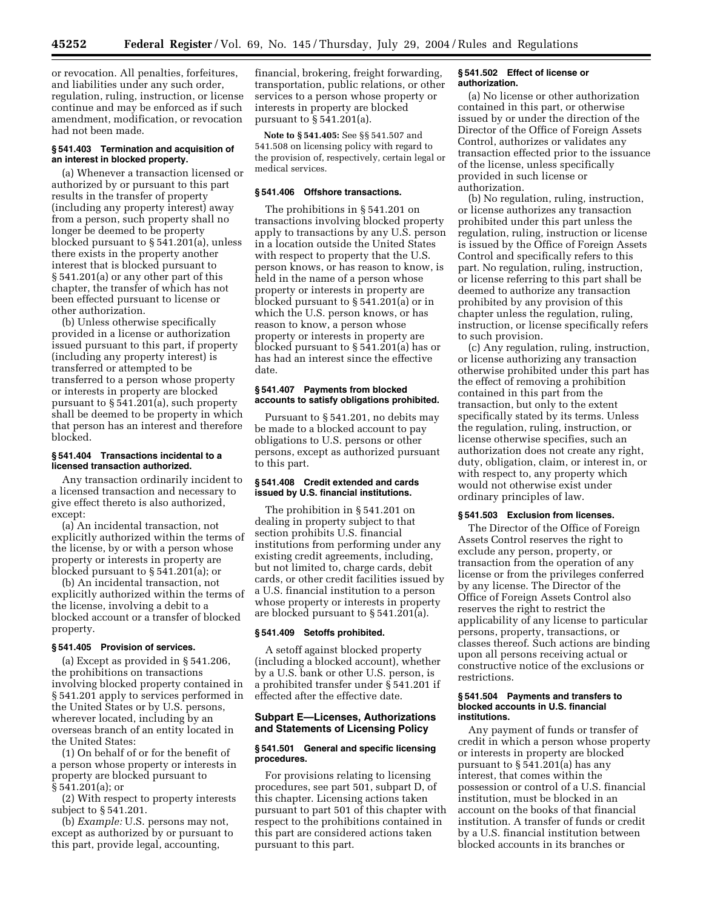or revocation. All penalties, forfeitures, and liabilities under any such order, regulation, ruling, instruction, or license continue and may be enforced as if such amendment, modification, or revocation had not been made.

#### § 541.403 Termination and acquisition of an interest in blocked property.

(a) Whenever a transaction licensed or authorized by or pursuant to this part results in the transfer of property (including any property interest) away from a person, such property shall no longer be deemed to be property blocked pursuant to § 541.201(a), unless there exists in the property another interest that is blocked pursuant to § 541.201(a) or any other part of this chapter, the transfer of which has not been effected pursuant to license or other authorization.

(b) Unless otherwise specifically provided in a license or authorization issued pursuant to this part, if property (including any property interest) is transferred or attempted to be transferred to a person whose property or interests in property are blocked pursuant to § 541.201(a), such property shall be deemed to be property in which that person has an interest and therefore blocked.

#### § 541.404 Transactions incidental to a licensed transaction authorized.

Any transaction ordinarily incident to a licensed transaction and necessary to give effect thereto is also authorized, except:

(a) An incidental transaction, not explicitly authorized within the terms of the license, by or with a person whose property or interests in property are blocked pursuant to § 541.201(a); or

(b) An incidental transaction, not explicitly authorized within the terms of the license, involving a debit to a blocked account or a transfer of blocked property.

#### § 541.405 Provision of services.

(a) Except as provided in § 541.206, the prohibitions on transactions involving blocked property contained in § 541.201 apply to services performed in the United States or by U.S. persons, wherever located, including by an overseas branch of an entity located in the United States:

(1) On behalf of or for the benefit of a person whose property or interests in property are blocked pursuant to § 541.201(a); or

(2) With respect to property interests subject to § 541.201.

(b) *Example:* U.S. persons may not, except as authorized by or pursuant to this part, provide legal, accounting, financial, brokering, freight forwarding, transportation, public relations, or other services to a person whose property or interests in property are blocked pursuant to § 541.201(a).

**Note to § 541.405:** See §§ 541.507 and 541.508 on licensing policy with regard to the provision of, respectively, certain legal or medical services.

#### § 541.406 Offshore transactions.

The prohibitions in § 541.201 on transactions involving blocked property apply to transactions by any U.S. person in a location outside the United States with respect to property that the U.S. person knows, or has reason to know, is held in the name of a person whose property or interests in property are blocked pursuant to § 541.201(a) or in which the U.S. person knows, or has reason to know, a person whose property or interests in property are blocked pursuant to § 541.201(a) has or has had an interest since the effective date.

#### § 541.407 Payments from blocked accounts to satisfy obligations prohibited.

Pursuant to § 541.201, no debits may be made to a blocked account to pay obligations to U.S. persons or other persons, except as authorized pursuant to this part.

#### § 541.408 Credit extended and cards issued by U.S. financial institutions.

The prohibition in § 541.201 on dealing in property subject to that section prohibits U.S. financial institutions from performing under any existing credit agreements, including, but not limited to, charge cards, debit cards, or other credit facilities issued by a U.S. financial institution to a person whose property or interests in property are blocked pursuant to § 541.201(a).

#### § 541.409 Setoffs prohibited.

A setoff against blocked property (including a blocked account), whether by a U.S. bank or other U.S. person, is a prohibited transfer under § 541.201 if effected after the effective date.

### Subpart E—Licenses, Authorizations and Statements of Licensing Policy

#### § 541.501 General and specific licensing procedures.

For provisions relating to licensing procedures, see part 501, subpart D, of this chapter. Licensing actions taken pursuant to part 501 of this chapter with respect to the prohibitions contained in this part are considered actions taken pursuant to this part.

#### § 541.502 Effect of license or authorization.

(a) No license or other authorization contained in this part, or otherwise issued by or under the direction of the Director of the Office of Foreign Assets Control, authorizes or validates any transaction effected prior to the issuance of the license, unless specifically provided in such license or authorization.

(b) No regulation, ruling, instruction, or license authorizes any transaction prohibited under this part unless the regulation, ruling, instruction or license is issued by the Office of Foreign Assets Control and specifically refers to this part. No regulation, ruling, instruction, or license referring to this part shall be deemed to authorize any transaction prohibited by any provision of this chapter unless the regulation, ruling, instruction, or license specifically refers to such provision.

(c) Any regulation, ruling, instruction, or license authorizing any transaction otherwise prohibited under this part has the effect of removing a prohibition contained in this part from the transaction, but only to the extent specifically stated by its terms. Unless the regulation, ruling, instruction, or license otherwise specifies, such an authorization does not create any right, duty, obligation, claim, or interest in, or with respect to, any property which would not otherwise exist under ordinary principles of law.

#### § 541.503 Exclusion from licenses.

The Director of the Office of Foreign Assets Control reserves the right to exclude any person, property, or transaction from the operation of any license or from the privileges conferred by any license. The Director of the Office of Foreign Assets Control also reserves the right to restrict the applicability of any license to particular persons, property, transactions, or classes thereof. Such actions are binding upon all persons receiving actual or constructive notice of the exclusions or restrictions.

#### § 541.504 Payments and transfers to blocked accounts in U.S. financial institutions.

Any payment of funds or transfer of credit in which a person whose property or interests in property are blocked pursuant to § 541.201(a) has any interest, that comes within the possession or control of a U.S. financial institution, must be blocked in an account on the books of that financial institution. A transfer of funds or credit by a U.S. financial institution between blocked accounts in its branches or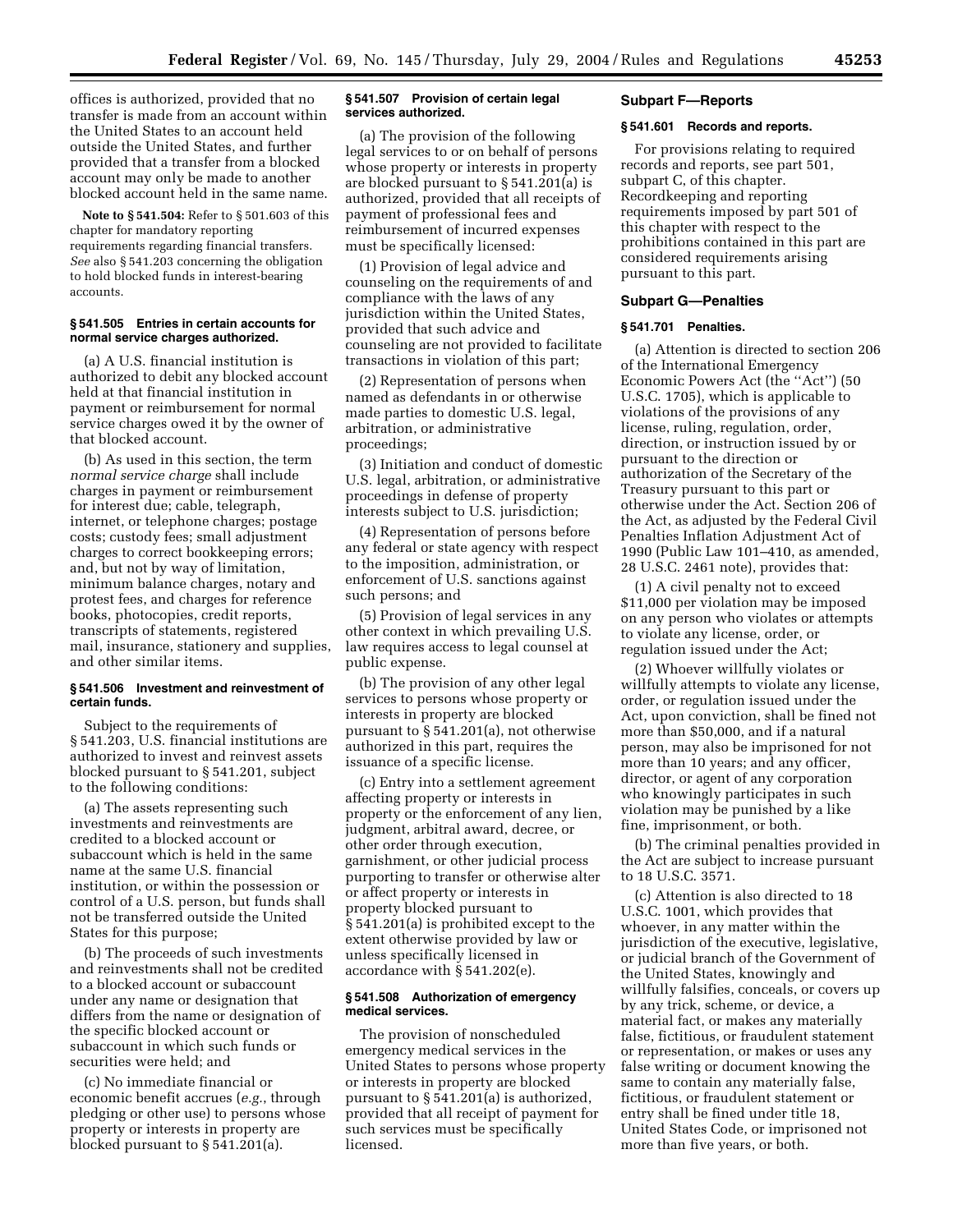offices is authorized, provided that no transfer is made from an account within the United States to an account held outside the United States, and further provided that a transfer from a blocked account may only be made to another blocked account held in the same name.

**Note to § 541.504:** Refer to § 501.603 of this chapter for mandatory reporting requirements regarding financial transfers. *See* also § 541.203 concerning the obligation to hold blocked funds in interest-bearing accounts.

### § 541.505 Entries in certain accounts for normal service charges authorized.

(a) A U.S. financial institution is authorized to debit any blocked account held at that financial institution in payment or reimbursement for normal service charges owed it by the owner of that blocked account.

(b) As used in this section, the term *normal service charge* shall include charges in payment or reimbursement for interest due; cable, telegraph, internet, or telephone charges; postage costs; custody fees; small adjustment charges to correct bookkeeping errors; and, but not by way of limitation, minimum balance charges, notary and protest fees, and charges for reference books, photocopies, credit reports, transcripts of statements, registered mail, insurance, stationery and supplies, and other similar items.

### § 541.506 Investment and reinvestment of certain funds.

Subject to the requirements of § 541.203, U.S. financial institutions are authorized to invest and reinvest assets blocked pursuant to § 541.201, subject to the following conditions:

(a) The assets representing such investments and reinvestments are credited to a blocked account or subaccount which is held in the same name at the same U.S. financial institution, or within the possession or control of a U.S. person, but funds shall not be transferred outside the United States for this purpose;

(b) The proceeds of such investments and reinvestments shall not be credited to a blocked account or subaccount under any name or designation that differs from the name or designation of the specific blocked account or subaccount in which such funds or securities were held; and

(c) No immediate financial or economic benefit accrues (*e.g.*, through pledging or other use) to persons whose property or interests in property are blocked pursuant to § 541.201(a).

### § 541.507 Provision of certain legal services authorized.

(a) The provision of the following legal services to or on behalf of persons whose property or interests in property are blocked pursuant to § 541.201(a) is authorized, provided that all receipts of payment of professional fees and reimbursement of incurred expenses must be specifically licensed:

(1) Provision of legal advice and counseling on the requirements of and compliance with the laws of any jurisdiction within the United States, provided that such advice and counseling are not provided to facilitate transactions in violation of this part;

(2) Representation of persons when named as defendants in or otherwise made parties to domestic U.S. legal, arbitration, or administrative proceedings;

(3) Initiation and conduct of domestic U.S. legal, arbitration, or administrative proceedings in defense of property interests subject to U.S. jurisdiction;

(4) Representation of persons before any federal or state agency with respect to the imposition, administration, or enforcement of U.S. sanctions against such persons; and

(5) Provision of legal services in any other context in which prevailing U.S. law requires access to legal counsel at public expense.

(b) The provision of any other legal services to persons whose property or interests in property are blocked pursuant to § 541.201(a), not otherwise authorized in this part, requires the issuance of a specific license.

(c) Entry into a settlement agreement affecting property or interests in property or the enforcement of any lien, judgment, arbitral award, decree, or other order through execution, garnishment, or other judicial process purporting to transfer or otherwise alter or affect property or interests in property blocked pursuant to § 541.201(a) is prohibited except to the extent otherwise provided by law or unless specifically licensed in accordance with § 541.202(e).

### § 541.508 Authorization of emergency medical services.

The provision of nonscheduled emergency medical services in the United States to persons whose property or interests in property are blocked pursuant to § 541.201(a) is authorized, provided that all receipt of payment for such services must be specifically licensed.

## Subpart F—Reports

### § 541.601 Records and reports.

For provisions relating to required records and reports, see part 501, subpart C, of this chapter. Recordkeeping and reporting requirements imposed by part 501 of this chapter with respect to the prohibitions contained in this part are considered requirements arising pursuant to this part.

## Subpart G—Penalties

### § 541.701 Penalties.

(a) Attention is directed to section 206 of the International Emergency Economic Powers Act (the "Act") (50 U.S.C. 1705), which is applicable to violations of the provisions of any license, ruling, regulation, order, direction, or instruction issued by or pursuant to the direction or authorization of the Secretary of the Treasury pursuant to this part or otherwise under the Act. Section 206 of the Act, as adjusted by the Federal Civil Penalties Inflation Adjustment Act of 1990 (Public Law 101–410, as amended, 28 U.S.C. 2461 note), provides that:

(1) A civil penalty not to exceed $11,000 per violation may be imposed on any person who violates or attempts to violate any license, order, or regulation issued under the Act;

(2) Whoever willfully violates or willfully attempts to violate any license, order, or regulation issued under the Act, upon conviction, shall be fined not more than $50,000, and if a natural person, may also be imprisoned for not more than 10 years; and any officer, director, or agent of any corporation who knowingly participates in such violation may be punished by a like fine, imprisonment, or both.

(b) The criminal penalties provided in the Act are subject to increase pursuant to 18 U.S.C. 3571.

(c) Attention is also directed to 18 U.S.C. 1001, which provides that whoever, in any matter within the jurisdiction of the executive, legislative, or judicial branch of the Government of the United States, knowingly and willfully falsifies, conceals, or covers up by any trick, scheme, or device, a material fact, or makes any materially false, fictitious, or fraudulent statement or representation, or makes or uses any false writing or document knowing the same to contain any materially false, fictitious, or fraudulent statement or entry shall be fined under title 18, United States Code, or imprisoned not more than five years, or both.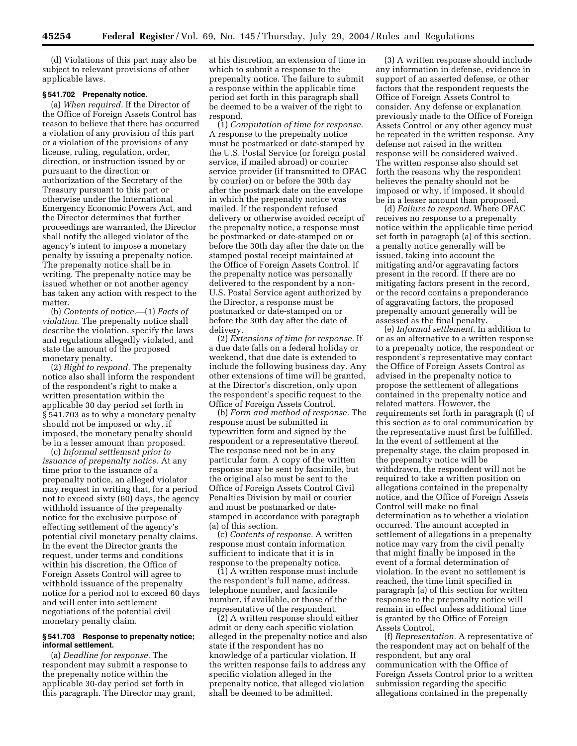(d) Violations of this part may also be subject to relevant provisions of other applicable laws.

### § 541.702 Prepenalty notice.

(a) *When required.* If the Director of the Office of Foreign Assets Control has reason to believe that there has occurred a violation of any provision of this part or a violation of the provisions of any license, ruling, regulation, order, direction, or instruction issued by or pursuant to the direction or authorization of the Secretary of the Treasury pursuant to this part or otherwise under the International Emergency Economic Powers Act, and the Director determines that further proceedings are warranted, the Director shall notify the alleged violator of the agency's intent to impose a monetary penalty by issuing a prepenalty notice. The prepenalty notice shall be in writing. The prepenalty notice may be issued whether or not another agency has taken any action with respect to the matter.

(b) *Contents of notice.*—(1) *Facts of violation.* The prepenalty notice shall describe the violation, specify the laws and regulations allegedly violated, and state the amount of the proposed monetary penalty.

(2) *Right to respond.* The prepenalty notice also shall inform the respondent of the respondent's right to make a written presentation within the applicable 30 day period set forth in § 541.703 as to why a monetary penalty should not be imposed or why, if imposed, the monetary penalty should be in a lesser amount than proposed.

(c) *Informal settlement prior to issuance of prepenalty notice.* At any time prior to the issuance of a prepenalty notice, an alleged violator may request in writing that, for a period not to exceed sixty (60) days, the agency withhold issuance of the prepenalty notice for the exclusive purpose of effecting settlement of the agency's potential civil monetary penalty claims. In the event the Director grants the request, under terms and conditions within his discretion, the Office of Foreign Assets Control will agree to withhold issuance of the prepenalty notice for a period not to exceed 60 days and will enter into settlement negotiations of the potential civil monetary penalty claim.

### § 541.703 Response to prepenalty notice; informal settlement.

(a) *Deadline for response.* The respondent may submit a response to the prepenalty notice within the applicable 30-day period set forth in this paragraph. The Director may grant, at his discretion, an extension of time in which to submit a response to the prepenalty notice. The failure to submit a response within the applicable time period set forth in this paragraph shall be deemed to be a waiver of the right to respond.

(1) *Computation of time for response.* A response to the prepenalty notice must be postmarked or date-stamped by the U.S. Postal Service (or foreign postal service, if mailed abroad) or courier service provider (if transmitted to OFAC by courier) on or before the 30th day after the postmark date on the envelope in which the prepenalty notice was mailed. If the respondent refused delivery or otherwise avoided receipt of the prepenalty notice, a response must be postmarked or date-stamped on or before the 30th day after the date on the stamped postal receipt maintained at the Office of Foreign Assets Control. If the prepenalty notice was personally delivered to the respondent by a non-U.S. Postal Service agent authorized by the Director, a response must be postmarked or date-stamped on or before the 30th day after the date of delivery.

(2) *Extensions of time for response.* If a due date falls on a federal holiday or weekend, that due date is extended to include the following business day. Any other extensions of time will be granted, at the Director's discretion, only upon the respondent's specific request to the Office of Foreign Assets Control.

(b) *Form and method of response.* The response must be submitted in typewritten form and signed by the respondent or a representative thereof. The response need not be in any particular form. A copy of the written response may be sent by facsimile, but the original also must be sent to the Office of Foreign Assets Control Civil Penalties Division by mail or courier and must be postmarked or date-stamped in accordance with paragraph (a) of this section.

(c) *Contents of response.* A written response must contain information sufficient to indicate that it is in response to the prepenalty notice.

(1) A written response must include the respondent's full name, address, telephone number, and facsimile number, if available, or those of the representative of the respondent.

(2) A written response should either admit or deny each specific violation alleged in the prepenalty notice and also state if the respondent has no knowledge of a particular violation. If the written response fails to address any specific violation alleged in the prepenalty notice, that alleged violation shall be deemed to be admitted.

(3) A written response should include any information in defense, evidence in support of an asserted defense, or other factors that the respondent requests the Office of Foreign Assets Control to consider. Any defense or explanation previously made to the Office of Foreign Assets Control or any other agency must be repeated in the written response. Any defense not raised in the written response will be considered waived. The written response also should set forth the reasons why the respondent believes the penalty should not be imposed or why, if imposed, it should be in a lesser amount than proposed.

(d) *Failure to respond.* Where OFAC receives no response to a prepenalty notice within the applicable time period set forth in paragraph (a) of this section, a penalty notice generally will be issued, taking into account the mitigating and/or aggravating factors present in the record. If there are no mitigating factors present in the record, or the record contains a preponderance of aggravating factors, the proposed prepenalty amount generally will be assessed as the final penalty.

(e) *Informal settlement.* In addition to or as an alternative to a written response to a prepenalty notice, the respondent or respondent's representative may contact the Office of Foreign Assets Control as advised in the prepenalty notice to propose the settlement of allegations contained in the prepenalty notice and related matters. However, the requirements set forth in paragraph (f) of this section as to oral communication by the representative must first be fulfilled. In the event of settlement at the prepenalty stage, the claim proposed in the prepenalty notice will be withdrawn, the respondent will not be required to take a written position on allegations contained in the prepenalty notice, and the Office of Foreign Assets Control will make no final determination as to whether a violation occurred. The amount accepted in settlement of allegations in a prepenalty notice may vary from the civil penalty that might finally be imposed in the event of a formal determination of violation. In the event no settlement is reached, the time limit specified in paragraph (a) of this section for written response to the prepenalty notice will remain in effect unless additional time is granted by the Office of Foreign Assets Control.

(f) *Representation.* A representative of the respondent may act on behalf of the respondent, but any oral communication with the Office of Foreign Assets Control prior to a written submission regarding the specific allegations contained in the prepenalty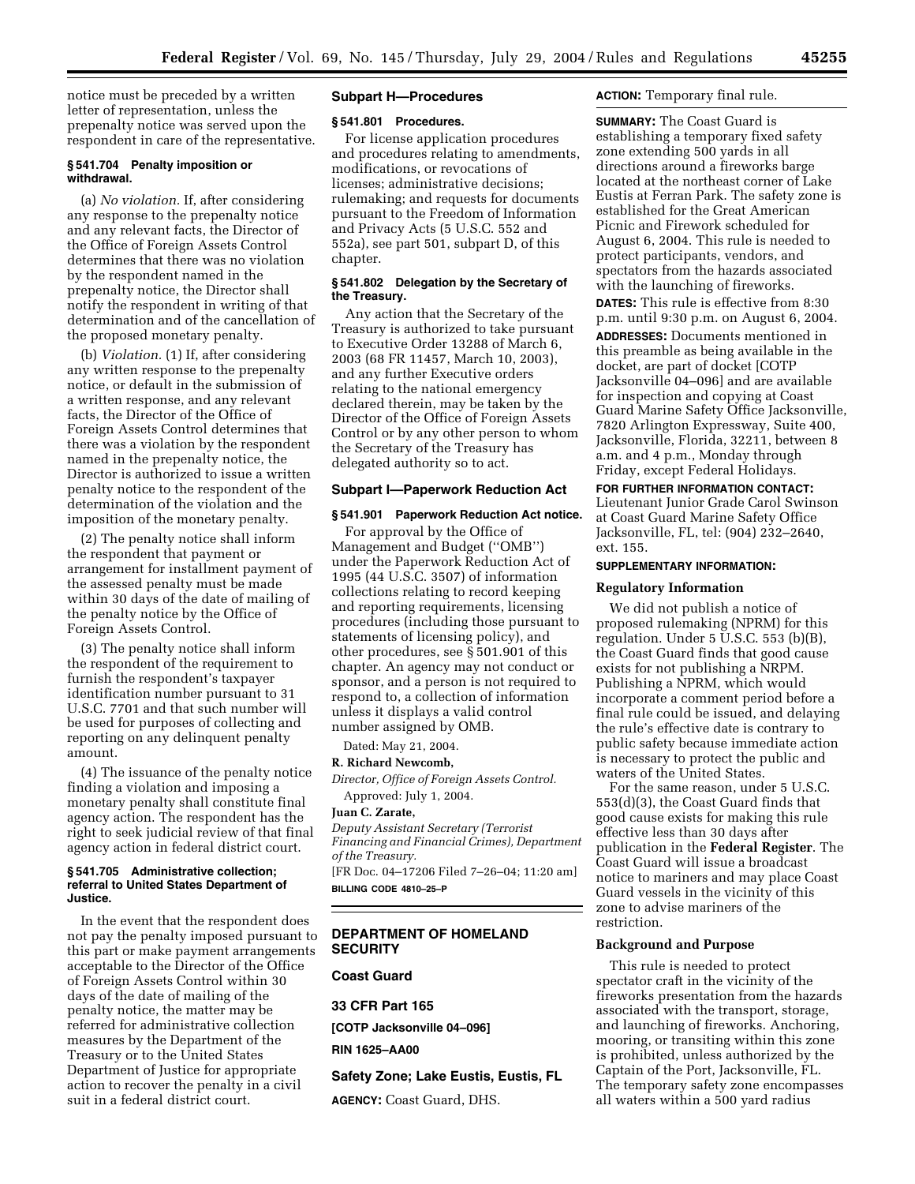notice must be preceded by a written letter of representation, unless the prepenalty notice was served upon the respondent in care of the representative.

**§ 541.704 Penalty imposition or withdrawal.**

(a) *No violation.* If, after considering any response to the prepenalty notice and any relevant facts, the Director of the Office of Foreign Assets Control determines that there was no violation by the respondent named in the prepenalty notice, the Director shall notify the respondent in writing of that determination and of the cancellation of the proposed monetary penalty.

(b) *Violation.* (1) If, after considering any written response to the prepenalty notice, or default in the submission of a written response, and any relevant facts, the Director of the Office of Foreign Assets Control determines that there was a violation by the respondent named in the prepenalty notice, the Director is authorized to issue a written penalty notice to the respondent of the determination of the violation and the imposition of the monetary penalty.

(2) The penalty notice shall inform the respondent that payment or arrangement for installment payment of the assessed penalty must be made within 30 days of the date of mailing of the penalty notice by the Office of Foreign Assets Control.

(3) The penalty notice shall inform the respondent of the requirement to furnish the respondent's taxpayer identification number pursuant to 31 U.S.C. 7701 and that such number will be used for purposes of collecting and reporting on any delinquent penalty amount.

(4) The issuance of the penalty notice finding a violation and imposing a monetary penalty shall constitute final agency action. The respondent has the right to seek judicial review of that final agency action in federal district court.

**§ 541.705 Administrative collection; referral to United States Department of Justice.**

In the event that the respondent does not pay the penalty imposed pursuant to this part or make payment arrangements acceptable to the Director of the Office of Foreign Assets Control within 30 days of the date of mailing of the penalty notice, the matter may be referred for administrative collection measures by the Department of the Treasury or to the United States Department of Justice for appropriate action to recover the penalty in a civil suit in a federal district court.

## Subpart H—Procedures

**§ 541.801 Procedures.**

For license application procedures and procedures relating to amendments, modifications, or revocations of licenses; administrative decisions; rulemaking; and requests for documents pursuant to the Freedom of Information and Privacy Acts (5 U.S.C. 552 and 552a), see part 501, subpart D, of this chapter.

**§ 541.802 Delegation by the Secretary of the Treasury.**

Any action that the Secretary of the Treasury is authorized to take pursuant to Executive Order 13288 of March 6, 2003 (68 FR 11457, March 10, 2003), and any further Executive orders relating to the national emergency declared therein, may be taken by the Director of the Office of Foreign Assets Control or by any other person to whom the Secretary of the Treasury has delegated authority so to act.

## Subpart I—Paperwork Reduction Act

**§ 541.901 Paperwork Reduction Act notice.**

For approval by the Office of Management and Budget ("OMB") under the Paperwork Reduction Act of 1995 (44 U.S.C. 3507) of information collections relating to record keeping and reporting requirements, licensing procedures (including those pursuant to statements of licensing policy), and other procedures, see § 501.901 of this chapter. An agency may not conduct or sponsor, and a person is not required to respond to, a collection of information unless it displays a valid control number assigned by OMB.

Dated: May 21, 2004.

**R. Richard Newcomb,**

*Director, Office of Foreign Assets Control.*

Approved: July 1, 2004.

**Juan C. Zarate,**

*Deputy Assistant Secretary (Terrorist Financing and Financial Crimes), Department of the Treasury.*

[FR Doc. 04–17206 Filed 7–26–04; 11:20 am]

**BILLING CODE 4810–25–P**

---

# DEPARTMENT OF HOMELAND SECURITY

## Coast Guard

## 33 CFR Part 165

**[COTP Jacksonville 04–096]**

**RIN 1625–AA00**

## Safety Zone; Lake Eustis, Eustis, FL

**AGENCY:** Coast Guard, DHS.

**ACTION:** Temporary final rule.

**SUMMARY:** The Coast Guard is establishing a temporary fixed safety zone extending 500 yards in all directions around a fireworks barge located at the northeast corner of Lake Eustis at Ferran Park. The safety zone is established for the Great American Picnic and Firework scheduled for August 6, 2004. This rule is needed to protect participants, vendors, and spectators from the hazards associated with the launching of fireworks.

**DATES:** This rule is effective from 8:30 p.m. until 9:30 p.m. on August 6, 2004.

**ADDRESSES:** Documents mentioned in this preamble as being available in the docket, are part of docket [COTP Jacksonville 04–096] and are available for inspection and copying at Coast Guard Marine Safety Office Jacksonville, 7820 Arlington Expressway, Suite 400, Jacksonville, Florida, 32211, between 8 a.m. and 4 p.m., Monday through Friday, except Federal Holidays.

**FOR FURTHER INFORMATION CONTACT:** Lieutenant Junior Grade Carol Swinson at Coast Guard Marine Safety Office Jacksonville, FL, tel: (904) 232–2640, ext. 155.

**SUPPLEMENTARY INFORMATION:**

### Regulatory Information

We did not publish a notice of proposed rulemaking (NPRM) for this regulation. Under 5 U.S.C. 553 (b)(B), the Coast Guard finds that good cause exists for not publishing a NRPM. Publishing a NPRM, which would incorporate a comment period before a final rule could be issued, and delaying the rule's effective date is contrary to public safety because immediate action is necessary to protect the public and waters of the United States.

For the same reason, under 5 U.S.C. 553(d)(3), the Coast Guard finds that good cause exists for making this rule effective less than 30 days after publication in the **Federal Register**. The Coast Guard will issue a broadcast notice to mariners and may place Coast Guard vessels in the vicinity of this zone to advise mariners of the restriction.

### Background and Purpose

This rule is needed to protect spectator craft in the vicinity of the fireworks presentation from the hazards associated with the transport, storage, and launching of fireworks. Anchoring, mooring, or transiting within this zone is prohibited, unless authorized by the Captain of the Port, Jacksonville, FL. The temporary safety zone encompasses all waters within a 500 yard radius